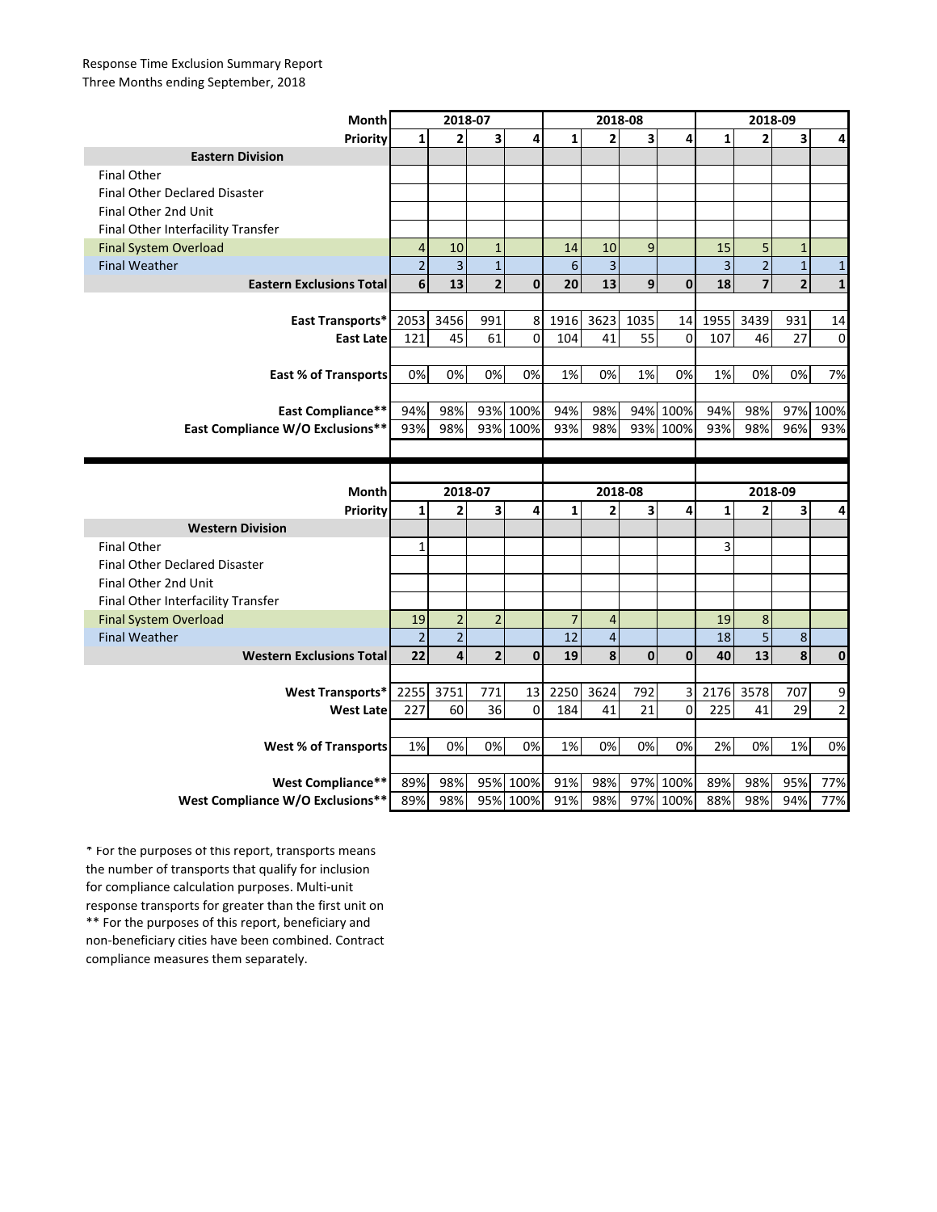Response Time Exclusion Summary Report
Three Months ending September, 2018

| Month | 2018-07 | | | | 2018-08 | | | | 2018-09 | | | |
|---|---|---|---|---|---|---|---|---|---|---|---|---|
| **Priority** | **1** | **2** | **3** | **4** | **1** | **2** | **3** | **4** | **1** | **2** | **3** | **4** |
| **Eastern Division** | | | | | | | | | | | | |
| Final Other | | | | | | | | | | | | |
| Final Other Declared Disaster | | | | | | | | | | | | |
| Final Other 2nd Unit | | | | | | | | | | | | |
| Final Other Interfacility Transfer | | | | | | | | | | | | |
| Final System Overload | 4 | 10 | 1 | | 14 | 10 | 9 | | 15 | 5 | 1 | |
| Final Weather | 2 | 3 | 1 | | 6 | 3 | | | 3 | 2 | 1 | 1 |
| **Eastern Exclusions Total** | **6** | **13** | **2** | **0** | **20** | **13** | **9** | **0** | **18** | **7** | **2** | **1** |
| | | | | | | | | | | | | |
| **East Transports*** | 2053 | 3456 | 991 | 8 | 1916 | 3623 | 1035 | 14 | 1955 | 3439 | 931 | 14 |
| **East Late** | 121 | 45 | 61 | 0 | 104 | 41 | 55 | 0 | 107 | 46 | 27 | 0 |
| | | | | | | | | | | | | |
| **East % of Transports** | 0% | 0% | 0% | 0% | 1% | 0% | 1% | 0% | 1% | 0% | 0% | 7% |
| | | | | | | | | | | | | |
| **East Compliance**** | 94% | 98% | 93% | 100% | 94% | 98% | 94% | 100% | 94% | 98% | 97% | 100% |
| **East Compliance W/O Exclusions**** | 93% | 98% | 93% | 100% | 93% | 98% | 93% | 100% | 93% | 98% | 96% | 93% |

| Month | 2018-07 | | | | 2018-08 | | | | 2018-09 | | | |
|---|---|---|---|---|---|---|---|---|---|---|---|---|
| **Priority** | **1** | **2** | **3** | **4** | **1** | **2** | **3** | **4** | **1** | **2** | **3** | **4** |
| **Western Division** | | | | | | | | | | | | |
| Final Other | 1 | | | | | | | | 3 | | | |
| Final Other Declared Disaster | | | | | | | | | | | | |
| Final Other 2nd Unit | | | | | | | | | | | | |
| Final Other Interfacility Transfer | | | | | | | | | | | | |
| Final System Overload | 19 | 2 | 2 | | 7 | 4 | | | 19 | 8 | | |
| Final Weather | 2 | 2 | | | 12 | 4 | | | 18 | 5 | 8 | |
| **Western Exclusions Total** | **22** | **4** | **2** | **0** | **19** | **8** | **0** | **0** | **40** | **13** | **8** | **0** |
| | | | | | | | | | | | | |
| **West Transports*** | 2255 | 3751 | 771 | 13 | 2250 | 3624 | 792 | 3 | 2176 | 3578 | 707 | 9 |
| **West Late** | 227 | 60 | 36 | 0 | 184 | 41 | 21 | 0 | 225 | 41 | 29 | 2 |
| | | | | | | | | | | | | |
| **West % of Transports** | 1% | 0% | 0% | 0% | 1% | 0% | 0% | 0% | 2% | 0% | 1% | 0% |
| | | | | | | | | | | | | |
| **West Compliance**** | 89% | 98% | 95% | 100% | 91% | 98% | 97% | 100% | 89% | 98% | 95% | 77% |
| **West Compliance W/O Exclusions**** | 89% | 98% | 95% | 100% | 91% | 98% | 97% | 100% | 88% | 98% | 94% | 77% |

* For the purposes of this report, transports means the number of transports that qualify for inclusion for compliance calculation purposes. Multi-unit response transports for greater than the first unit on
** For the purposes of this report, beneficiary and non-beneficiary cities have been combined. Contract compliance measures them separately.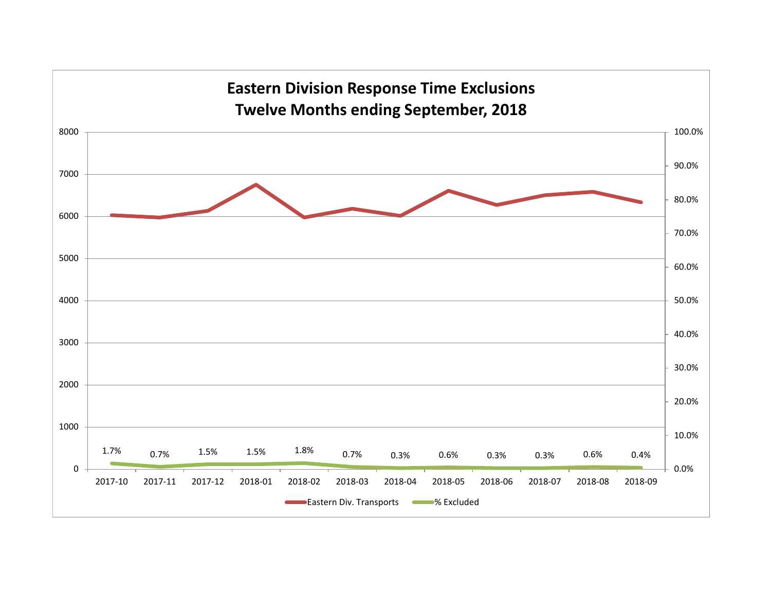## Eastern Division Response Time Exclusions
## Twelve Months ending September, 2018

| Month | % Excluded |
|---|---|
| 2017-10 | 1.7% |
| 2017-11 | 0.7% |
| 2017-12 | 1.5% |
| 2018-01 | 1.5% |
| 2018-02 | 1.8% |
| 2018-03 | 0.7% |
| 2018-04 | 0.3% |
| 2018-05 | 0.6% |
| 2018-06 | 0.3% |
| 2018-07 | 0.3% |
| 2018-08 | 0.6% |
| 2018-09 | 0.4% |

Eastern Div. Transports — % Excluded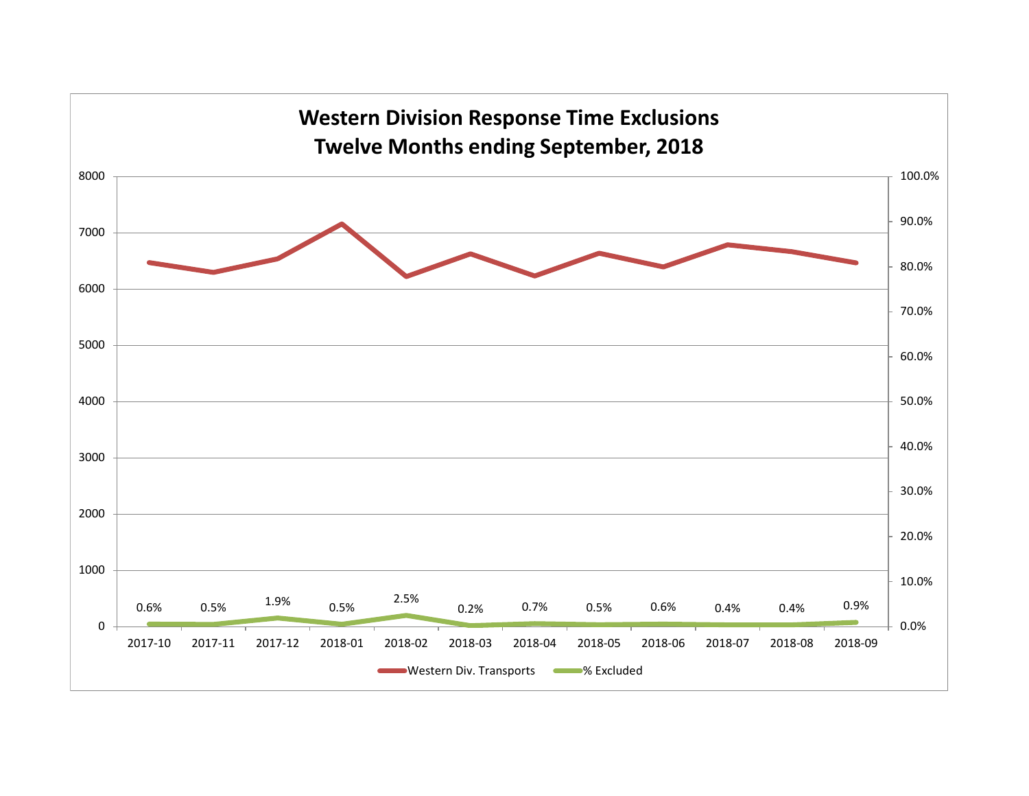# Western Division Response Time Exclusions
## Twelve Months ending September, 2018

8000
7000
6000
5000
4000
3000
2000
1000
0

100.0%
90.0%
80.0%
70.0%
60.0%
50.0%
40.0%
30.0%
20.0%
10.0%
0.0%

0.6% 0.5% 1.9% 0.5% 2.5% 0.2% 0.7% 0.5% 0.6% 0.4% 0.4% 0.9%

2017-10 2017-11 2017-12 2018-01 2018-02 2018-03 2018-04 2018-05 2018-06 2018-07 2018-08 2018-09

Western Div. Transports
% Excluded